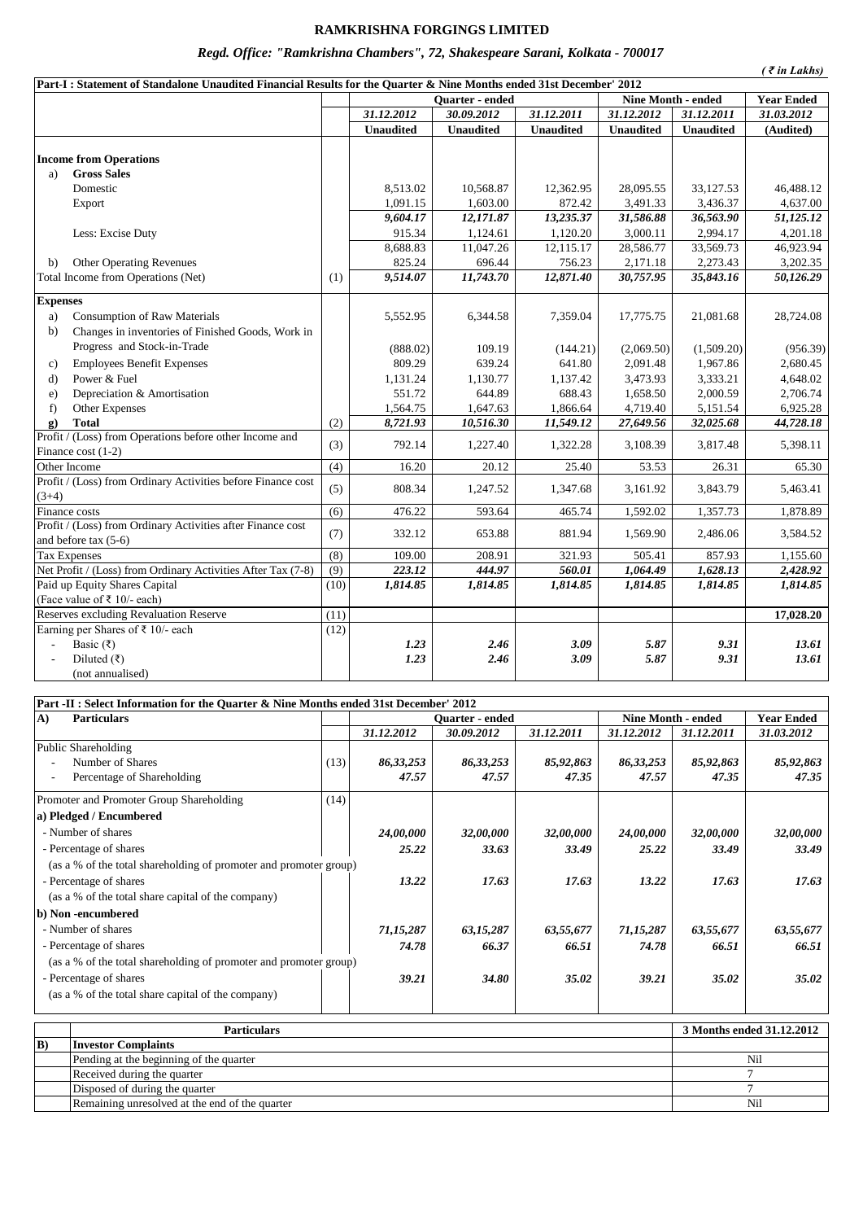# RAMKRISHNA FORGINGS LIMITED

*Regd. Office: "Ramkrishna Chambers", 72, Shakespeare Sarani, Kolkata - 700017*

*( ₹ in Lakhs)*

**Part-I : Statement of Standalone Unaudited Financial Results for the Quarter & Nine Months ended 31st December' 2012**

| | | Quarter - ended | | | Nine Month - ended | | Year Ended |
|---|---|---|---|---|---|---|---|
| | | *31.12.2012* | *30.09.2012* | *31.12.2011* | *31.12.2012* | *31.12.2011* | *31.03.2012* |
| | | **Unaudited** | **Unaudited** | **Unaudited** | **Unaudited** | **Unaudited** | **(Audited)** |
| **Income from Operations** | | | | | | | |
| a) **Gross Sales** | | | | | | | |
| Domestic | | 8,513.02 | 10,568.87 | 12,362.95 | 28,095.55 | 33,127.53 | 46,488.12 |
| Export | | 1,091.15 | 1,603.00 | 872.42 | 3,491.33 | 3,436.37 | 4,637.00 |
| | | *9,604.17* | *12,171.87* | *13,235.37* | *31,586.88* | *36,563.90* | *51,125.12* |
| Less: Excise Duty | | 915.34 | 1,124.61 | 1,120.20 | 3,000.11 | 2,994.17 | 4,201.18 |
| | | 8,688.83 | 11,047.26 | 12,115.17 | 28,586.77 | 33,569.73 | 46,923.94 |
| b) Other Operating Revenues | | 825.24 | 696.44 | 756.23 | 2,171.18 | 2,273.43 | 3,202.35 |
| Total Income from Operations (Net) | (1) | *9,514.07* | *11,743.70* | *12,871.40* | *30,757.95* | *35,843.16* | *50,126.29* |
| **Expenses** | | | | | | | |
| a) Consumption of Raw Materials | | 5,552.95 | 6,344.58 | 7,359.04 | 17,775.75 | 21,081.68 | 28,724.08 |
| b) Changes in inventories of Finished Goods, Work in Progress and Stock-in-Trade | | (888.02) | 109.19 | (144.21) | (2,069.50) | (1,509.20) | (956.39) |
| c) Employees Benefit Expenses | | 809.29 | 639.24 | 641.80 | 2,091.48 | 1,967.86 | 2,680.45 |
| d) Power & Fuel | | 1,131.24 | 1,130.77 | 1,137.42 | 3,473.93 | 3,333.21 | 4,648.02 |
| e) Depreciation & Amortisation | | 551.72 | 644.89 | 688.43 | 1,658.50 | 2,000.59 | 2,706.74 |
| f) Other Expenses | | 1,564.75 | 1,647.63 | 1,866.64 | 4,719.40 | 5,151.54 | 6,925.28 |
| **g) Total** | (2) | *8,721.93* | *10,516.30* | *11,549.12* | *27,649.56* | *32,025.68* | *44,728.18* |
| Profit / (Loss) from Operations before other Income and Finance cost (1-2) | (3) | 792.14 | 1,227.40 | 1,322.28 | 3,108.39 | 3,817.48 | 5,398.11 |
| Other Income | (4) | 16.20 | 20.12 | 25.40 | 53.53 | 26.31 | 65.30 |
| Profit / (Loss) from Ordinary Activities before Finance cost (3+4) | (5) | 808.34 | 1,247.52 | 1,347.68 | 3,161.92 | 3,843.79 | 5,463.41 |
| Finance costs | (6) | 476.22 | 593.64 | 465.74 | 1,592.02 | 1,357.73 | 1,878.89 |
| Profit / (Loss) from Ordinary Activities after Finance cost and before tax (5-6) | (7) | 332.12 | 653.88 | 881.94 | 1,569.90 | 2,486.06 | 3,584.52 |
| Tax Expenses | (8) | 109.00 | 208.91 | 321.93 | 505.41 | 857.93 | 1,155.60 |
| Net Profit / (Loss) from Ordinary Activities After Tax (7-8) | (9) | *223.12* | *444.97* | *560.01* | *1,064.49* | *1,628.13* | *2,428.92* |
| Paid up Equity Shares Capital (Face value of ₹ 10/- each) | (10) | *1,814.85* | *1,814.85* | *1,814.85* | *1,814.85* | *1,814.85* | *1,814.85* |
| Reserves excluding Revaluation Reserve | (11) | | | | | | **17,028.20** |
| Earning per Shares of ₹ 10/- each | (12) | | | | | | |
| - Basic (₹) | | *1.23* | *2.46* | *3.09* | *5.87* | *9.31* | *13.61* |
| - Diluted (₹) (not annualised) | | *1.23* | *2.46* | *3.09* | *5.87* | *9.31* | *13.61* |

**Part -II : Select Information for the Quarter & Nine Months ended 31st December' 2012**

| **A) Particulars** | | Quarter - ended | | | Nine Month - ended | | Year Ended |
|---|---|---|---|---|---|---|---|
| | | *31.12.2012* | *30.09.2012* | *31.12.2011* | *31.12.2012* | *31.12.2011* | *31.03.2012* |
| Public Shareholding | | | | | | | |
| - Number of Shares | (13) | *86,33,253* | *86,33,253* | *85,92,863* | *86,33,253* | *85,92,863* | *85,92,863* |
| - Percentage of Shareholding | | *47.57* | *47.57* | *47.35* | *47.57* | *47.35* | *47.35* |
| Promoter and Promoter Group Shareholding | (14) | | | | | | |
| **a) Pledged / Encumbered** | | | | | | | |
| - Number of shares | | *24,00,000* | *32,00,000* | *32,00,000* | *24,00,000* | *32,00,000* | *32,00,000* |
| - Percentage of shares (as a % of the total shareholding of promoter and promoter group) | | *25.22* | *33.63* | *33.49* | *25.22* | *33.49* | *33.49* |
| - Percentage of shares (as a % of the total share capital of the company) | | *13.22* | *17.63* | *17.63* | *13.22* | *17.63* | *17.63* |
| **b) Non -encumbered** | | | | | | | |
| - Number of shares | | *71,15,287* | *63,15,287* | *63,55,677* | *71,15,287* | *63,55,677* | *63,55,677* |
| - Percentage of shares (as a % of the total shareholding of promoter and promoter group) | | *74.78* | *66.37* | *66.51* | *74.78* | *66.51* | *66.51* |
| - Percentage of shares (as a % of the total share capital of the company) | | *39.21* | *34.80* | *35.02* | *39.21* | *35.02* | *35.02* |

| | Particulars | 3 Months ended 31.12.2012 |
|---|---|---|
| **B)** | **Investor Complaints** | |
| | Pending at the beginning of the quarter | Nil |
| | Received during the quarter | 7 |
| | Disposed of during the quarter | 7 |
| | Remaining unresolved at the end of the quarter | Nil |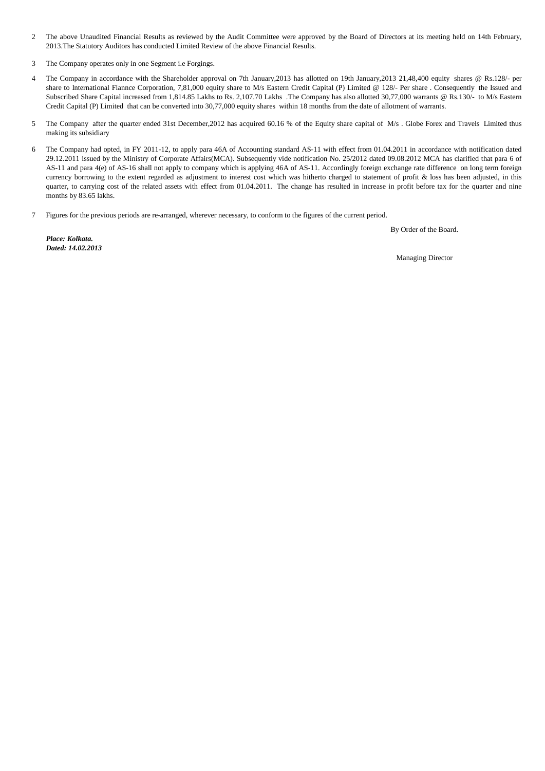2. The above Unaudited Financial Results as reviewed by the Audit Committee were approved by the Board of Directors at its meeting held on 14th February, 2013.The Statutory Auditors has conducted Limited Review of the above Financial Results.

3. The Company operates only in one Segment i.e Forgings.

4. The Company in accordance with the Shareholder approval on 7th January,2013 has allotted on 19th January,2013 21,48,400 equity shares @ Rs.128/- per share to International Fiannce Corporation, 7,81,000 equity share to M/s Eastern Credit Capital (P) Limited @ 128/- Per share . Consequently the Issued and Subscribed Share Capital increased from 1,814.85 Lakhs to Rs. 2,107.70 Lakhs .The Company has also allotted 30,77,000 warrants @ Rs.130/- to M/s Eastern Credit Capital (P) Limited that can be converted into 30,77,000 equity shares within 18 months from the date of allotment of warrants.

5. The Company after the quarter ended 31st December,2012 has acquired 60.16 % of the Equity share capital of M/s . Globe Forex and Travels Limited thus making its subsidiary

6. The Company had opted, in FY 2011-12, to apply para 46A of Accounting standard AS-11 with effect from 01.04.2011 in accordance with notification dated 29.12.2011 issued by the Ministry of Corporate Affairs(MCA). Subsequently vide notification No. 25/2012 dated 09.08.2012 MCA has clarified that para 6 of AS-11 and para 4(e) of AS-16 shall not apply to company which is applying 46A of AS-11. Accordingly foreign exchange rate difference on long term foreign currency borrowing to the extent regarded as adjustment to interest cost which was hitherto charged to statement of profit & loss has been adjusted, in this quarter, to carrying cost of the related assets with effect from 01.04.2011. The change has resulted in increase in profit before tax for the quarter and nine months by 83.65 lakhs.

7. Figures for the previous periods are re-arranged, wherever necessary, to conform to the figures of the current period.

By Order of the Board.

***Place: Kolkata.***
***Dated: 14.02.2013***

Managing Director